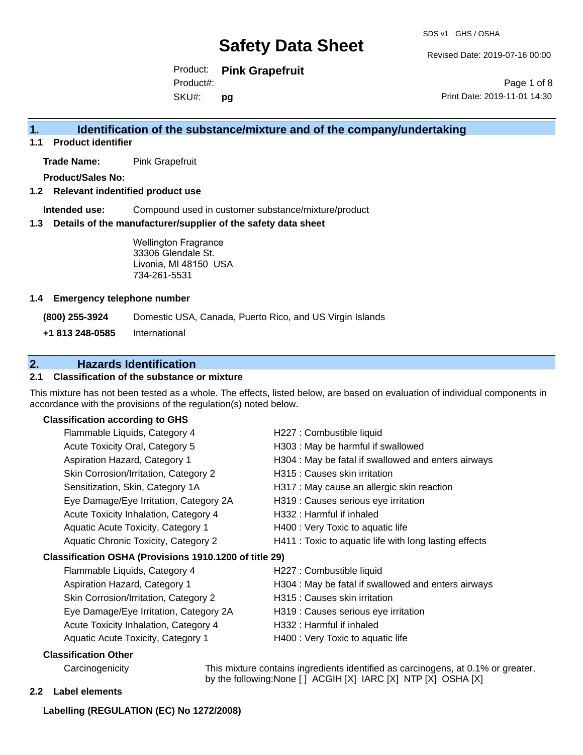# Safety Data Sheet

SDS v1 GHS / OSHA

Revised Date: 2019-07-16 00:00

Product: **Pink Grapefruit**
Product#:
SKU#: **pg**

Print Date: 2019-11-01 14:30

## 1. Identification of the substance/mixture and of the company/undertaking

### 1.1 Product identifier

**Trade Name:** Pink Grapefruit

**Product/Sales No:**

### 1.2 Relevant identified product use

**Intended use:** Compound used in customer substance/mixture/product

### 1.3 Details of the manufacturer/supplier of the safety data sheet

Wellington Fragrance
33306 Glendale St.
Livonia, MI 48150 USA
734-261-5531

### 1.4 Emergency telephone number

| | |
|---|---|
| **(800) 255-3924** | Domestic USA, Canada, Puerto Rico, and US Virgin Islands |
| **+1 813 248-0585** | International |

## 2. Hazards Identification

### 2.1 Classification of the substance or mixture

This mixture has not been tested as a whole. The effects, listed below, are based on evaluation of individual components in accordance with the provisions of the regulation(s) noted below.

**Classification according to GHS**

| | |
|---|---|
| Flammable Liquids, Category 4 | H227 : Combustible liquid |
| Acute Toxicity Oral, Category 5 | H303 : May be harmful if swallowed |
| Aspiration Hazard, Category 1 | H304 : May be fatal if swallowed and enters airways |
| Skin Corrosion/Irritation, Category 2 | H315 : Causes skin irritation |
| Sensitization, Skin, Category 1A | H317 : May cause an allergic skin reaction |
| Eye Damage/Eye Irritation, Category 2A | H319 : Causes serious eye irritation |
| Acute Toxicity Inhalation, Category 4 | H332 : Harmful if inhaled |
| Aquatic Acute Toxicity, Category 1 | H400 : Very Toxic to aquatic life |
| Aquatic Chronic Toxicity, Category 2 | H411 : Toxic to aquatic life with long lasting effects |

**Classification OSHA (Provisions 1910.1200 of title 29)**

| | |
|---|---|
| Flammable Liquids, Category 4 | H227 : Combustible liquid |
| Aspiration Hazard, Category 1 | H304 : May be fatal if swallowed and enters airways |
| Skin Corrosion/Irritation, Category 2 | H315 : Causes skin irritation |
| Eye Damage/Eye Irritation, Category 2A | H319 : Causes serious eye irritation |
| Acute Toxicity Inhalation, Category 4 | H332 : Harmful if inhaled |
| Aquatic Acute Toxicity, Category 1 | H400 : Very Toxic to aquatic life |

**Classification Other**

| | |
|---|---|
| Carcinogenicity | This mixture contains ingredients identified as carcinogens, at 0.1% or greater, by the following:None [ ] ACGIH [X] IARC [X] NTP [X] OSHA [X] |

### 2.2 Label elements

**Labelling (REGULATION (EC) No 1272/2008)**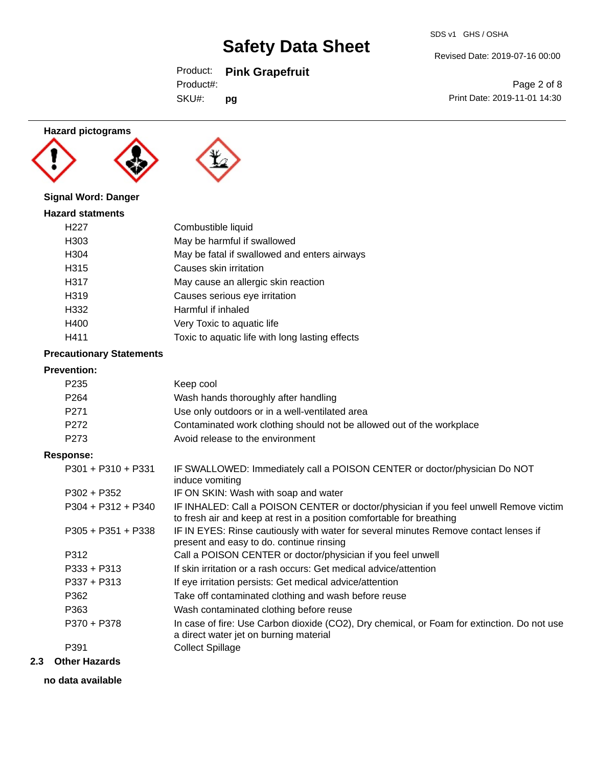### Hazard pictograms

**Signal Word: Danger**

### Hazard statments

| | |
|---|---|
| H227 | Combustible liquid |
| H303 | May be harmful if swallowed |
| H304 | May be fatal if swallowed and enters airways |
| H315 | Causes skin irritation |
| H317 | May cause an allergic skin reaction |
| H319 | Causes serious eye irritation |
| H332 | Harmful if inhaled |
| H400 | Very Toxic to aquatic life |
| H411 | Toxic to aquatic life with long lasting effects |

### Precautionary Statements

**Prevention:**

| | |
|---|---|
| P235 | Keep cool |
| P264 | Wash hands thoroughly after handling |
| P271 | Use only outdoors or in a well-ventilated area |
| P272 | Contaminated work clothing should not be allowed out of the workplace |
| P273 | Avoid release to the environment |

**Response:**

| | |
|---|---|
| P301 + P310 + P331 | IF SWALLOWED: Immediately call a POISON CENTER or doctor/physician Do NOT induce vomiting |
| P302 + P352 | IF ON SKIN: Wash with soap and water |
| P304 + P312 + P340 | IF INHALED: Call a POISON CENTER or doctor/physician if you feel unwell Remove victim to fresh air and keep at rest in a position comfortable for breathing |
| P305 + P351 + P338 | IF IN EYES: Rinse cautiously with water for several minutes Remove contact lenses if present and easy to do. continue rinsing |
| P312 | Call a POISON CENTER or doctor/physician if you feel unwell |
| P333 + P313 | If skin irritation or a rash occurs: Get medical advice/attention |
| P337 + P313 | If eye irritation persists: Get medical advice/attention |
| P362 | Take off contaminated clothing and wash before reuse |
| P363 | Wash contaminated clothing before reuse |
| P370 + P378 | In case of fire: Use Carbon dioxide ($CO_2$), Dry chemical, or Foam for extinction. Do not use a direct water jet on burning material |
| P391 | Collect Spillage |

## 2.3 Other Hazards

**no data available**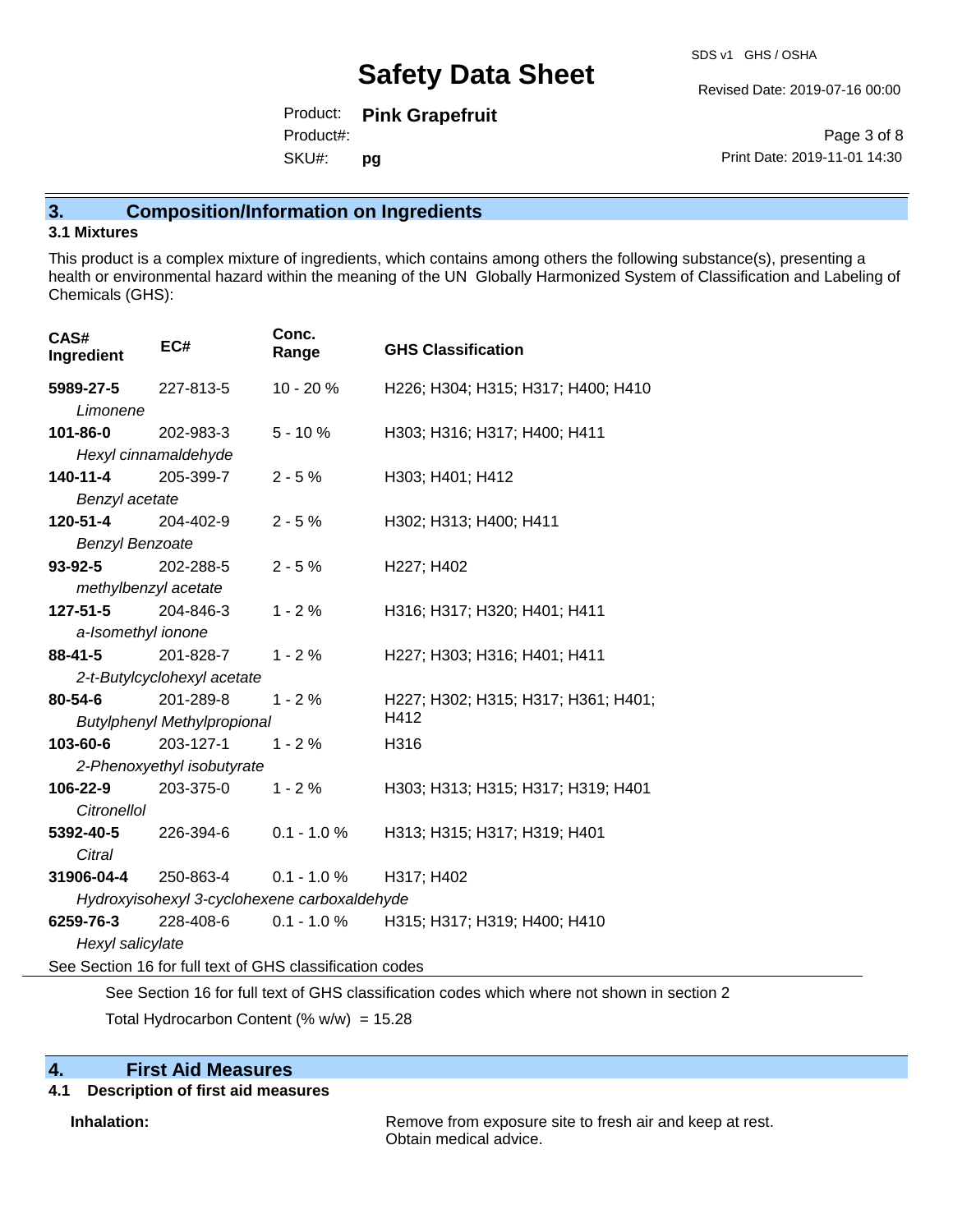## 3. Composition/Information on Ingredients

### 3.1 Mixtures

This product is a complex mixture of ingredients, which contains among others the following substance(s), presenting a health or environmental hazard within the meaning of the UN Globally Harmonized System of Classification and Labeling of Chemicals (GHS):

| CAS# Ingredient | EC# | Conc. Range | GHS Classification |
|---|---|---|---|
| **5989-27-5** *Limonene* | 227-813-5 | 10 - 20 % | H226; H304; H315; H317; H400; H410 |
| **101-86-0** *Hexyl cinnamaldehyde* | 202-983-3 | 5 - 10 % | H303; H316; H317; H400; H411 |
| **140-11-4** *Benzyl acetate* | 205-399-7 | 2 - 5 % | H303; H401; H412 |
| **120-51-4** *Benzyl Benzoate* | 204-402-9 | 2 - 5 % | H302; H313; H400; H411 |
| **93-92-5** *methylbenzyl acetate* | 202-288-5 | 2 - 5 % | H227; H402 |
| **127-51-5** *a-Isomethyl ionone* | 204-846-3 | 1 - 2 % | H316; H317; H320; H401; H411 |
| **88-41-5** *2-t-Butylcyclohexyl acetate* | 201-828-7 | 1 - 2 % | H227; H303; H316; H401; H411 |
| **80-54-6** *Butylphenyl Methylpropional* | 201-289-8 | 1 - 2 % | H227; H302; H315; H317; H361; H401; H412 |
| **103-60-6** *2-Phenoxyethyl isobutyrate* | 203-127-1 | 1 - 2 % | H316 |
| **106-22-9** *Citronellol* | 203-375-0 | 1 - 2 % | H303; H313; H315; H317; H319; H401 |
| **5392-40-5** *Citral* | 226-394-6 | 0.1 - 1.0 % | H313; H315; H317; H319; H401 |
| **31906-04-4** *Hydroxyisohexyl 3-cyclohexene carboxaldehyde* | 250-863-4 | 0.1 - 1.0 % | H317; H402 |
| **6259-76-3** *Hexyl salicylate* | 228-408-6 | 0.1 - 1.0 % | H315; H317; H319; H400; H410 |

See Section 16 for full text of GHS classification codes

See Section 16 for full text of GHS classification codes which where not shown in section 2

Total Hydrocarbon Content (% w/w) = 15.28

## 4. First Aid Measures

### 4.1 Description of first aid measures

**Inhalation:** Remove from exposure site to fresh air and keep at rest. Obtain medical advice.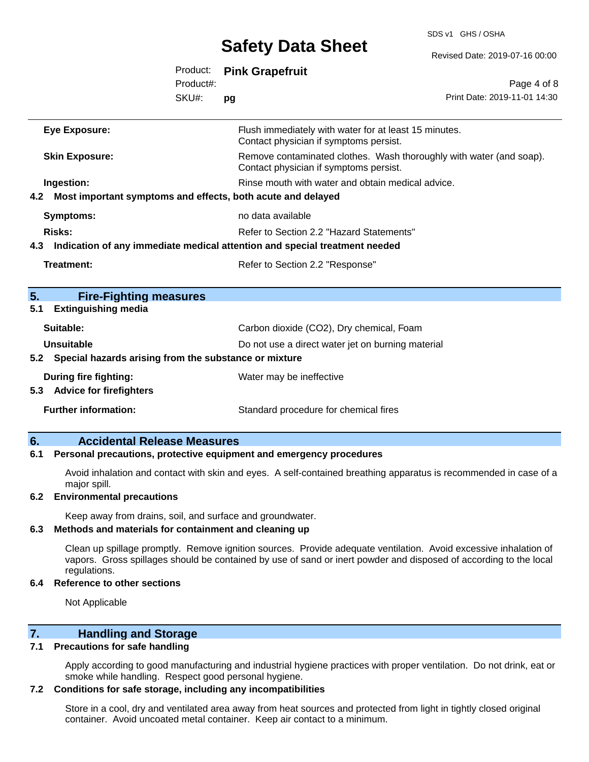| | |
|---|---|
| **Eye Exposure:** | Flush immediately with water for at least 15 minutes. Contact physician if symptoms persist. |
| **Skin Exposure:** | Remove contaminated clothes. Wash thoroughly with water (and soap). Contact physician if symptoms persist. |
| **Ingestion:** | Rinse mouth with water and obtain medical advice. |

### 4.2 Most important symptoms and effects, both acute and delayed

| | |
|---|---|
| **Symptoms:** | no data available |
| **Risks:** | Refer to Section 2.2 "Hazard Statements" |

### 4.3 Indication of any immediate medical attention and special treatment needed

| | |
|---|---|
| **Treatment:** | Refer to Section 2.2 "Response" |

## 5. Fire-Fighting measures

### 5.1 Extinguishing media

| | |
|---|---|
| **Suitable:** | Carbon dioxide ($CO_2$), Dry chemical, Foam |
| **Unsuitable** | Do not use a direct water jet on burning material |

### 5.2 Special hazards arising from the substance or mixture

| | |
|---|---|
| **During fire fighting:** | Water may be ineffective |

### 5.3 Advice for firefighters

| | |
|---|---|
| **Further information:** | Standard procedure for chemical fires |

## 6. Accidental Release Measures

### 6.1 Personal precautions, protective equipment and emergency procedures

Avoid inhalation and contact with skin and eyes. A self-contained breathing apparatus is recommended in case of a major spill.

### 6.2 Environmental precautions

Keep away from drains, soil, and surface and groundwater.

### 6.3 Methods and materials for containment and cleaning up

Clean up spillage promptly. Remove ignition sources. Provide adequate ventilation. Avoid excessive inhalation of vapors. Gross spillages should be contained by use of sand or inert powder and disposed of according to the local regulations.

### 6.4 Reference to other sections

Not Applicable

## 7. Handling and Storage

### 7.1 Precautions for safe handling

Apply according to good manufacturing and industrial hygiene practices with proper ventilation. Do not drink, eat or smoke while handling. Respect good personal hygiene.

### 7.2 Conditions for safe storage, including any incompatibilities

Store in a cool, dry and ventilated area away from heat sources and protected from light in tightly closed original container. Avoid uncoated metal container. Keep air contact to a minimum.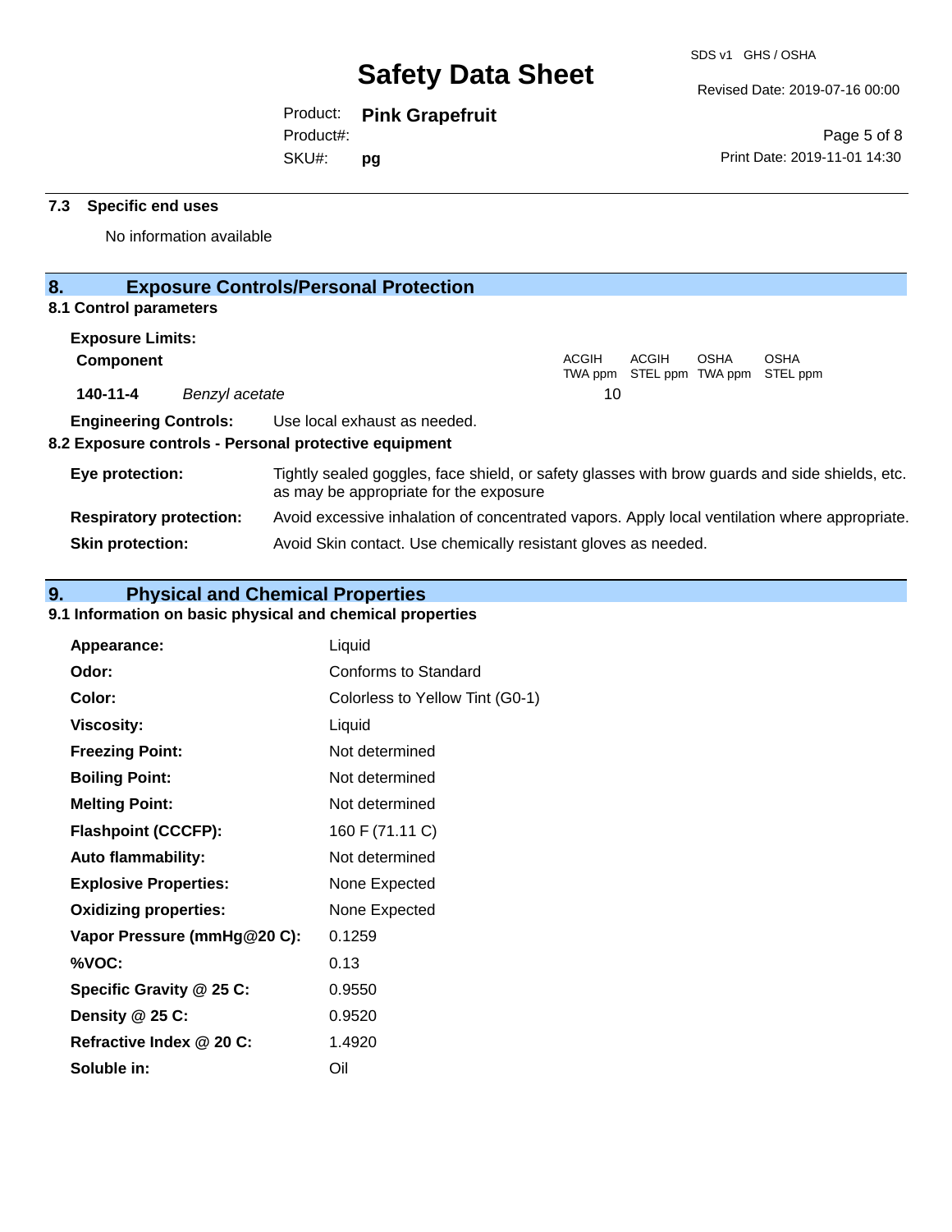### 7.3 Specific end uses

No information available

## 8. Exposure Controls/Personal Protection

### 8.1 Control parameters

**Exposure Limits:**

| Component | | ACGIH TWA ppm | ACGIH STEL ppm | OSHA TWA ppm | OSHA STEL ppm |
|---|---|---|---|---|---|
| 140-11-4 | *Benzyl acetate* | 10 | | | |

**Engineering Controls:** Use local exhaust as needed.

### 8.2 Exposure controls - Personal protective equipment

**Eye protection:** Tightly sealed goggles, face shield, or safety glasses with brow guards and side shields, etc. as may be appropriate for the exposure

**Respiratory protection:** Avoid excessive inhalation of concentrated vapors. Apply local ventilation where appropriate.

**Skin protection:** Avoid Skin contact. Use chemically resistant gloves as needed.

## 9. Physical and Chemical Properties

### 9.1 Information on basic physical and chemical properties

| | |
|---|---|
| **Appearance:** | Liquid |
| **Odor:** | Conforms to Standard |
| **Color:** | Colorless to Yellow Tint (G0-1) |
| **Viscosity:** | Liquid |
| **Freezing Point:** | Not determined |
| **Boiling Point:** | Not determined |
| **Melting Point:** | Not determined |
| **Flashpoint (CCCFP):** | 160 F (71.11 C) |
| **Auto flammability:** | Not determined |
| **Explosive Properties:** | None Expected |
| **Oxidizing properties:** | None Expected |
| **Vapor Pressure (mmHg@20 C):** | 0.1259 |
| **%VOC:** | 0.13 |
| **Specific Gravity @ 25 C:** | 0.9550 |
| **Density @ 25 C:** | 0.9520 |
| **Refractive Index @ 20 C:** | 1.4920 |
| **Soluble in:** | Oil |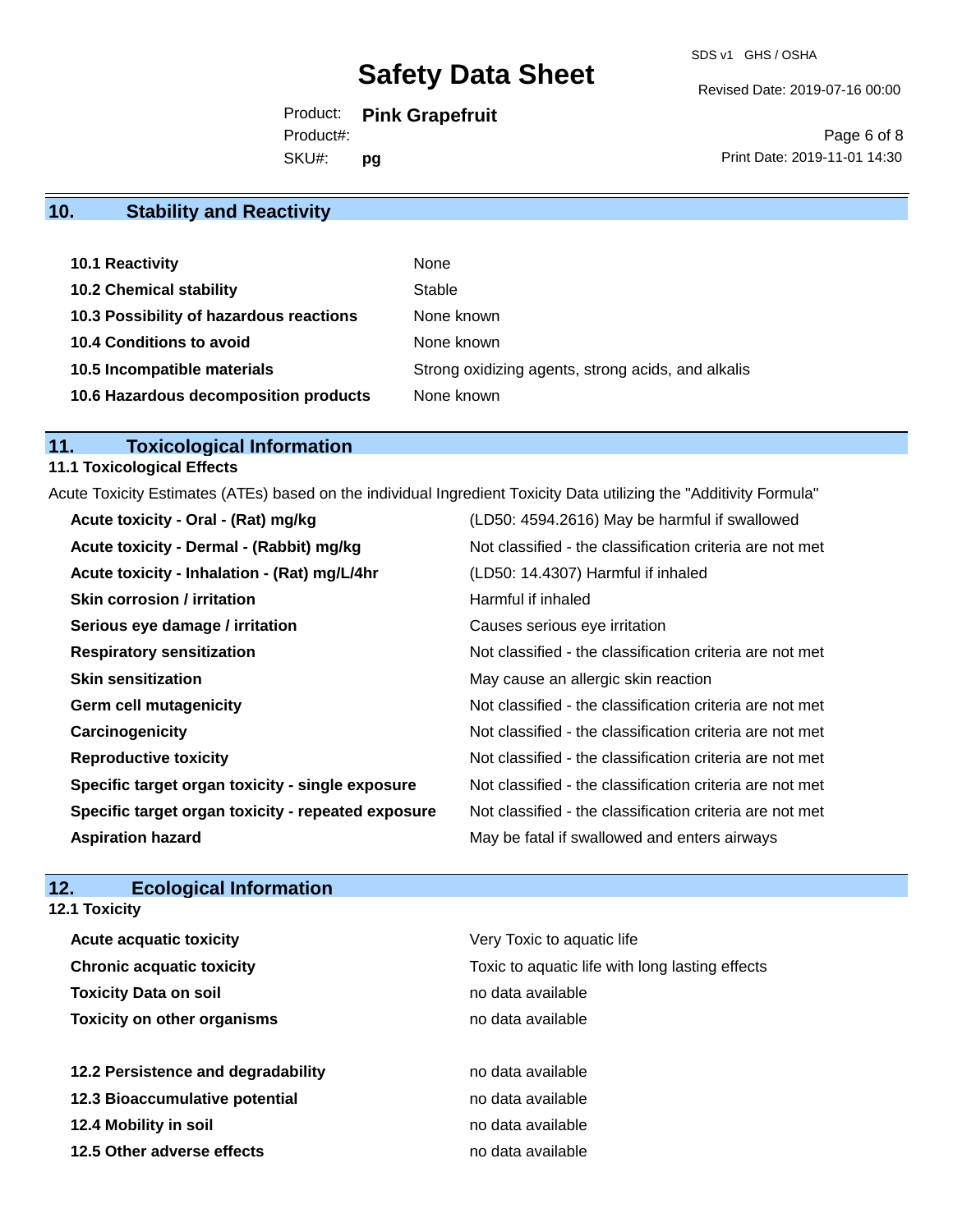## 10. Stability and Reactivity

| | |
|---|---|
| **10.1 Reactivity** | None |
| **10.2 Chemical stability** | Stable |
| **10.3 Possibility of hazardous reactions** | None known |
| **10.4 Conditions to avoid** | None known |
| **10.5 Incompatible materials** | Strong oxidizing agents, strong acids, and alkalis |
| **10.6 Hazardous decomposition products** | None known |

## 11. Toxicological Information

### 11.1 Toxicological Effects

Acute Toxicity Estimates (ATEs) based on the individual Ingredient Toxicity Data utilizing the "Additivity Formula"

| | |
|---|---|
| **Acute toxicity - Oral - (Rat) mg/kg** | (LD50: 4594.2616) May be harmful if swallowed |
| **Acute toxicity - Dermal - (Rabbit) mg/kg** | Not classified - the classification criteria are not met |
| **Acute toxicity - Inhalation - (Rat) mg/L/4hr** | (LD50: 14.4307) Harmful if inhaled |
| **Skin corrosion / irritation** | Harmful if inhaled |
| **Serious eye damage / irritation** | Causes serious eye irritation |
| **Respiratory sensitization** | Not classified - the classification criteria are not met |
| **Skin sensitization** | May cause an allergic skin reaction |
| **Germ cell mutagenicity** | Not classified - the classification criteria are not met |
| **Carcinogenicity** | Not classified - the classification criteria are not met |
| **Reproductive toxicity** | Not classified - the classification criteria are not met |
| **Specific target organ toxicity - single exposure** | Not classified - the classification criteria are not met |
| **Specific target organ toxicity - repeated exposure** | Not classified - the classification criteria are not met |
| **Aspiration hazard** | May be fatal if swallowed and enters airways |

## 12. Ecological Information

### 12.1 Toxicity

| | |
|---|---|
| **Acute acquatic toxicity** | Very Toxic to aquatic life |
| **Chronic acquatic toxicity** | Toxic to aquatic life with long lasting effects |
| **Toxicity Data on soil** | no data available |
| **Toxicity on other organisms** | no data available |

| | |
|---|---|
| **12.2 Persistence and degradability** | no data available |
| **12.3 Bioaccumulative potential** | no data available |
| **12.4 Mobility in soil** | no data available |
| **12.5 Other adverse effects** | no data available |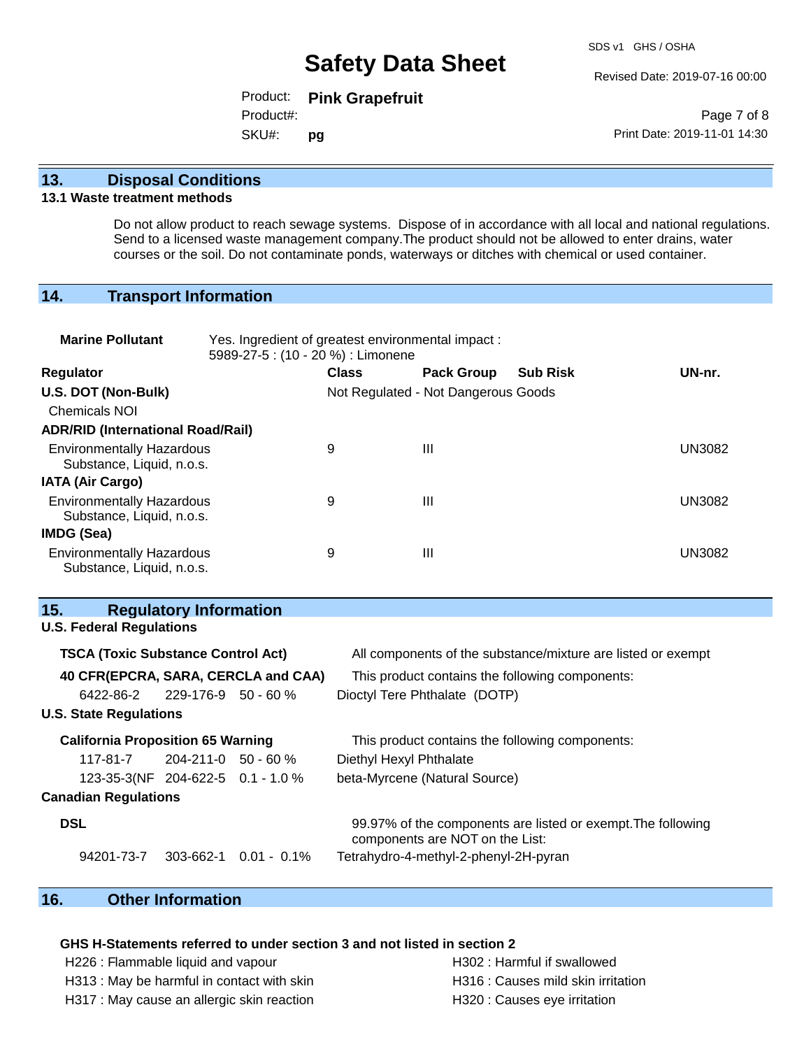## 13. Disposal Conditions

### 13.1 Waste treatment methods

Do not allow product to reach sewage systems. Dispose of in accordance with all local and national regulations. Send to a licensed waste management company.The product should not be allowed to enter drains, water courses or the soil. Do not contaminate ponds, waterways or ditches with chemical or used container.

## 14. Transport Information

**Marine Pollutant** Yes. Ingredient of greatest environmental impact : 5989-27-5 : (10 - 20 %) : Limonene

| Regulator | Class | Pack Group | Sub Risk | UN-nr. |
|---|---|---|---|---|
| **U.S. DOT (Non-Bulk)** | Not Regulated - Not Dangerous Goods | | | |
| Chemicals NOI | | | | |
| **ADR/RID (International Road/Rail)** | | | | |
| Environmentally Hazardous Substance, Liquid, n.o.s. | 9 | III | | UN3082 |
| **IATA (Air Cargo)** | | | | |
| Environmentally Hazardous Substance, Liquid, n.o.s. | 9 | III | | UN3082 |
| **IMDG (Sea)** | | | | |
| Environmentally Hazardous Substance, Liquid, n.o.s. | 9 | III | | UN3082 |

## 15. Regulatory Information

**U.S. Federal Regulations**

**TSCA (Toxic Substance Control Act)** All components of the substance/mixture are listed or exempt

**40 CFR(EPCRA, SARA, CERCLA and CAA)** This product contains the following components:

| | | | |
|---|---|---|---|
| 6422-86-2 | 229-176-9 | 50 - 60 % | Dioctyl Tere Phthalate (DOTP) |

**U.S. State Regulations**

**California Proposition 65 Warning** This product contains the following components:

| | | | |
|---|---|---|---|
| 117-81-7 | 204-211-0 | 50 - 60 % | Diethyl Hexyl Phthalate |
| 123-35-3(NF | 204-622-5 | 0.1 - 1.0 % | beta-Myrcene (Natural Source) |

**Canadian Regulations**

**DSL** 99.97% of the components are listed or exempt.The following components are NOT on the List:

| | | | |
|---|---|---|---|
| 94201-73-7 | 303-662-1 | 0.01 - 0.1% | Tetrahydro-4-methyl-2-phenyl-2H-pyran |

## 16. Other Information

**GHS H-Statements referred to under section 3 and not listed in section 2**

- H226 : Flammable liquid and vapour
- H302 : Harmful if swallowed
- H313 : May be harmful in contact with skin
- H316 : Causes mild skin irritation
- H317 : May cause an allergic skin reaction
- H320 : Causes eye irritation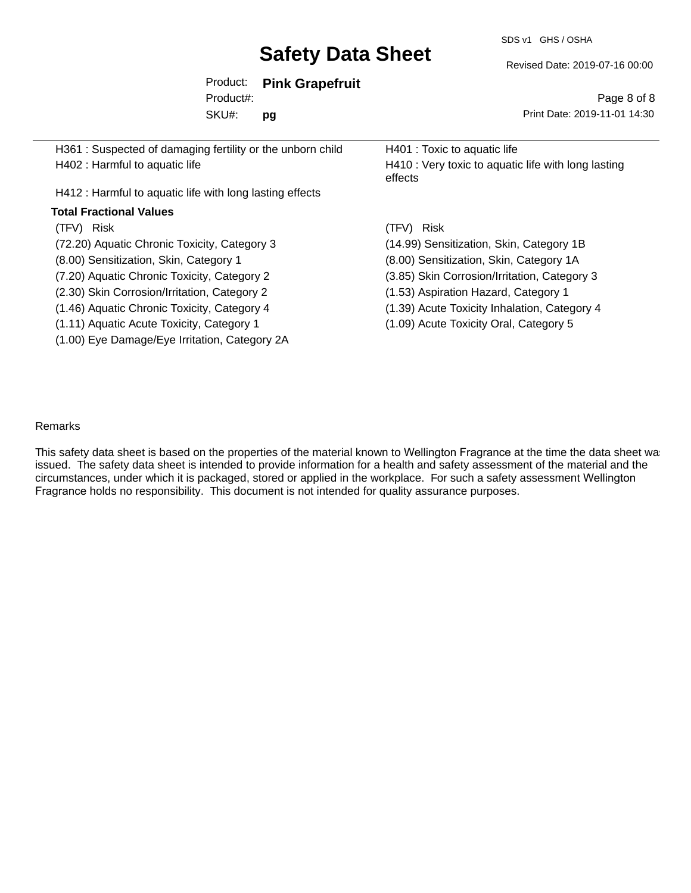H361 : Suspected of damaging fertility or the unborn child

H402 : Harmful to aquatic life

H412 : Harmful to aquatic life with long lasting effects

H401 : Toxic to aquatic life

H410 : Very toxic to aquatic life with long lasting effects

**Total Fractional Values**

| (TFV) | Risk | (TFV) | Risk |
|---|---|---|---|
| (72.20) | Aquatic Chronic Toxicity, Category 3 | (14.99) | Sensitization, Skin, Category 1B |
| (8.00) | Sensitization, Skin, Category 1 | (8.00) | Sensitization, Skin, Category 1A |
| (7.20) | Aquatic Chronic Toxicity, Category 2 | (3.85) | Skin Corrosion/Irritation, Category 3 |
| (2.30) | Skin Corrosion/Irritation, Category 2 | (1.53) | Aspiration Hazard, Category 1 |
| (1.46) | Aquatic Chronic Toxicity, Category 4 | (1.39) | Acute Toxicity Inhalation, Category 4 |
| (1.11) | Aquatic Acute Toxicity, Category 1 | (1.09) | Acute Toxicity Oral, Category 5 |
| (1.00) | Eye Damage/Eye Irritation, Category 2A | | |

Remarks

This safety data sheet is based on the properties of the material known to Wellington Fragrance at the time the data sheet was issued. The safety data sheet is intended to provide information for a health and safety assessment of the material and the circumstances, under which it is packaged, stored or applied in the workplace. For such a safety assessment Wellington Fragrance holds no responsibility. This document is not intended for quality assurance purposes.